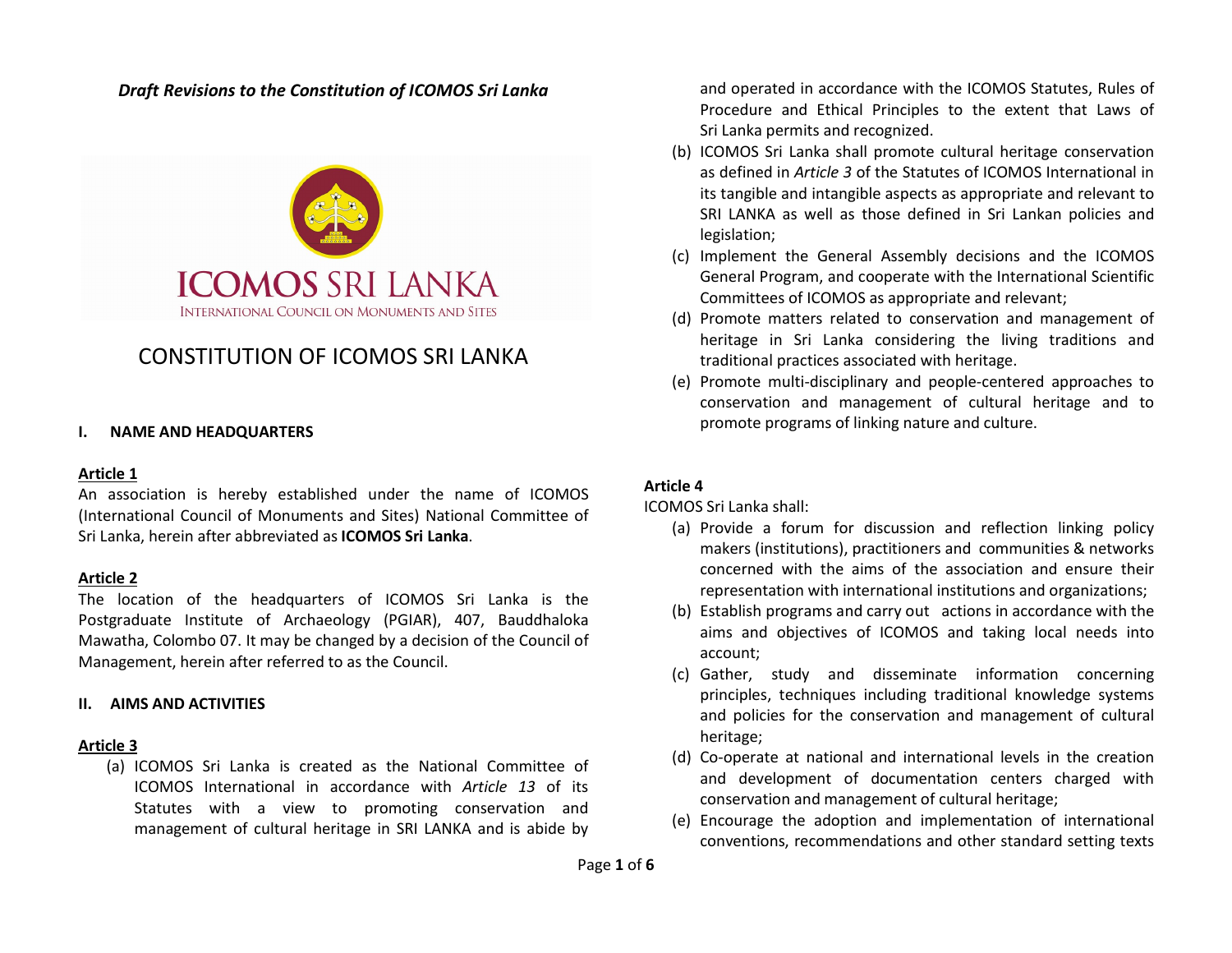*Draft Revisions to the Constitution of ICOMOS Sri Lanka*

ICOMOS SRI LANKA
INTERNATIONAL COUNCIL ON MONUMENTS AND SITES

# CONSTITUTION OF ICOMOS SRI LANKA

## I. NAME AND HEADQUARTERS

### Article 1

An association is hereby established under the name of ICOMOS (International Council of Monuments and Sites) National Committee of Sri Lanka, herein after abbreviated as **ICOMOS Sri Lanka**.

### Article 2

The location of the headquarters of ICOMOS Sri Lanka is the Postgraduate Institute of Archaeology (PGIAR), 407, Bauddhaloka Mawatha, Colombo 07. It may be changed by a decision of the Council of Management, herein after referred to as the Council.

## II. AIMS AND ACTIVITIES

### Article 3

(a) ICOMOS Sri Lanka is created as the National Committee of ICOMOS International in accordance with *Article 13* of its Statutes with a view to promoting conservation and management of cultural heritage in SRI LANKA and is abide by and operated in accordance with the ICOMOS Statutes, Rules of Procedure and Ethical Principles to the extent that Laws of Sri Lanka permits and recognized.

(b) ICOMOS Sri Lanka shall promote cultural heritage conservation as defined in *Article 3* of the Statutes of ICOMOS International in its tangible and intangible aspects as appropriate and relevant to SRI LANKA as well as those defined in Sri Lankan policies and legislation;

(c) Implement the General Assembly decisions and the ICOMOS General Program, and cooperate with the International Scientific Committees of ICOMOS as appropriate and relevant;

(d) Promote matters related to conservation and management of heritage in Sri Lanka considering the living traditions and traditional practices associated with heritage.

(e) Promote multi-disciplinary and people-centered approaches to conservation and management of cultural heritage and to promote programs of linking nature and culture.

### Article 4

ICOMOS Sri Lanka shall:

(a) Provide a forum for discussion and reflection linking policy makers (institutions), practitioners and communities & networks concerned with the aims of the association and ensure their representation with international institutions and organizations;

(b) Establish programs and carry out actions in accordance with the aims and objectives of ICOMOS and taking local needs into account;

(c) Gather, study and disseminate information concerning principles, techniques including traditional knowledge systems and policies for the conservation and management of cultural heritage;

(d) Co-operate at national and international levels in the creation and development of documentation centers charged with conservation and management of cultural heritage;

(e) Encourage the adoption and implementation of international conventions, recommendations and other standard setting texts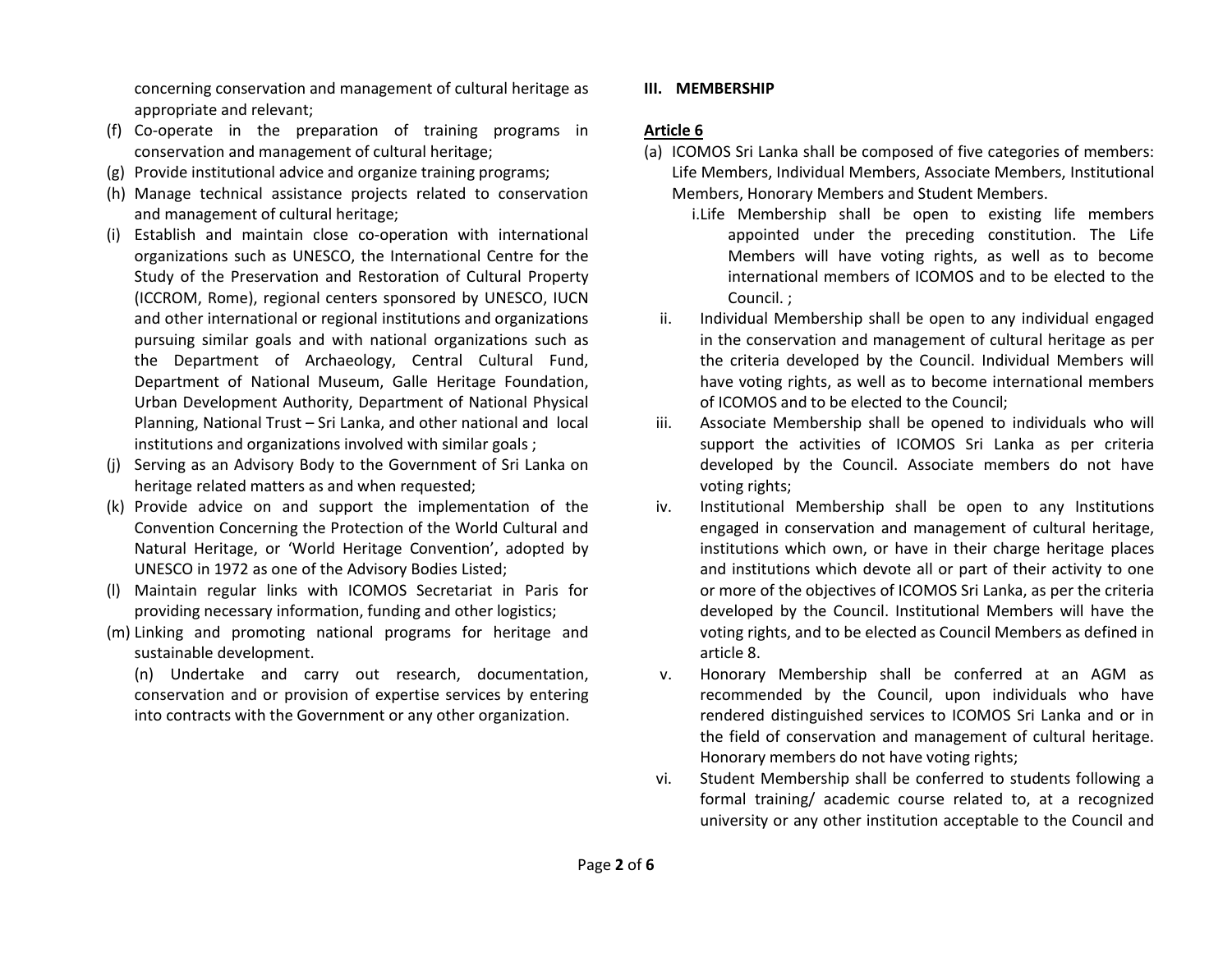concerning conservation and management of cultural heritage as appropriate and relevant;

(f) Co-operate in the preparation of training programs in conservation and management of cultural heritage;

(g) Provide institutional advice and organize training programs;

(h) Manage technical assistance projects related to conservation and management of cultural heritage;

(i) Establish and maintain close co-operation with international organizations such as UNESCO, the International Centre for the Study of the Preservation and Restoration of Cultural Property (ICCROM, Rome), regional centers sponsored by UNESCO, IUCN and other international or regional institutions and organizations pursuing similar goals and with national organizations such as the Department of Archaeology, Central Cultural Fund, Department of National Museum, Galle Heritage Foundation, Urban Development Authority, Department of National Physical Planning, National Trust – Sri Lanka, and other national and local institutions and organizations involved with similar goals ;

(j) Serving as an Advisory Body to the Government of Sri Lanka on heritage related matters as and when requested;

(k) Provide advice on and support the implementation of the Convention Concerning the Protection of the World Cultural and Natural Heritage, or 'World Heritage Convention', adopted by UNESCO in 1972 as one of the Advisory Bodies Listed;

(l) Maintain regular links with ICOMOS Secretariat in Paris for providing necessary information, funding and other logistics;

(m) Linking and promoting national programs for heritage and sustainable development.

(n) Undertake and carry out research, documentation, conservation and or provision of expertise services by entering into contracts with the Government or any other organization.

**III. MEMBERSHIP**

**Article 6**

(a) ICOMOS Sri Lanka shall be composed of five categories of members: Life Members, Individual Members, Associate Members, Institutional Members, Honorary Members and Student Members.

i. Life Membership shall be open to existing life members appointed under the preceding constitution. The Life Members will have voting rights, as well as to become international members of ICOMOS and to be elected to the Council. ;

ii. Individual Membership shall be open to any individual engaged in the conservation and management of cultural heritage as per the criteria developed by the Council. Individual Members will have voting rights, as well as to become international members of ICOMOS and to be elected to the Council;

iii. Associate Membership shall be opened to individuals who will support the activities of ICOMOS Sri Lanka as per criteria developed by the Council. Associate members do not have voting rights;

iv. Institutional Membership shall be open to any Institutions engaged in conservation and management of cultural heritage, institutions which own, or have in their charge heritage places and institutions which devote all or part of their activity to one or more of the objectives of ICOMOS Sri Lanka, as per the criteria developed by the Council. Institutional Members will have the voting rights, and to be elected as Council Members as defined in article 8.

v. Honorary Membership shall be conferred at an AGM as recommended by the Council, upon individuals who have rendered distinguished services to ICOMOS Sri Lanka and or in the field of conservation and management of cultural heritage. Honorary members do not have voting rights;

vi. Student Membership shall be conferred to students following a formal training/ academic course related to, at a recognized university or any other institution acceptable to the Council and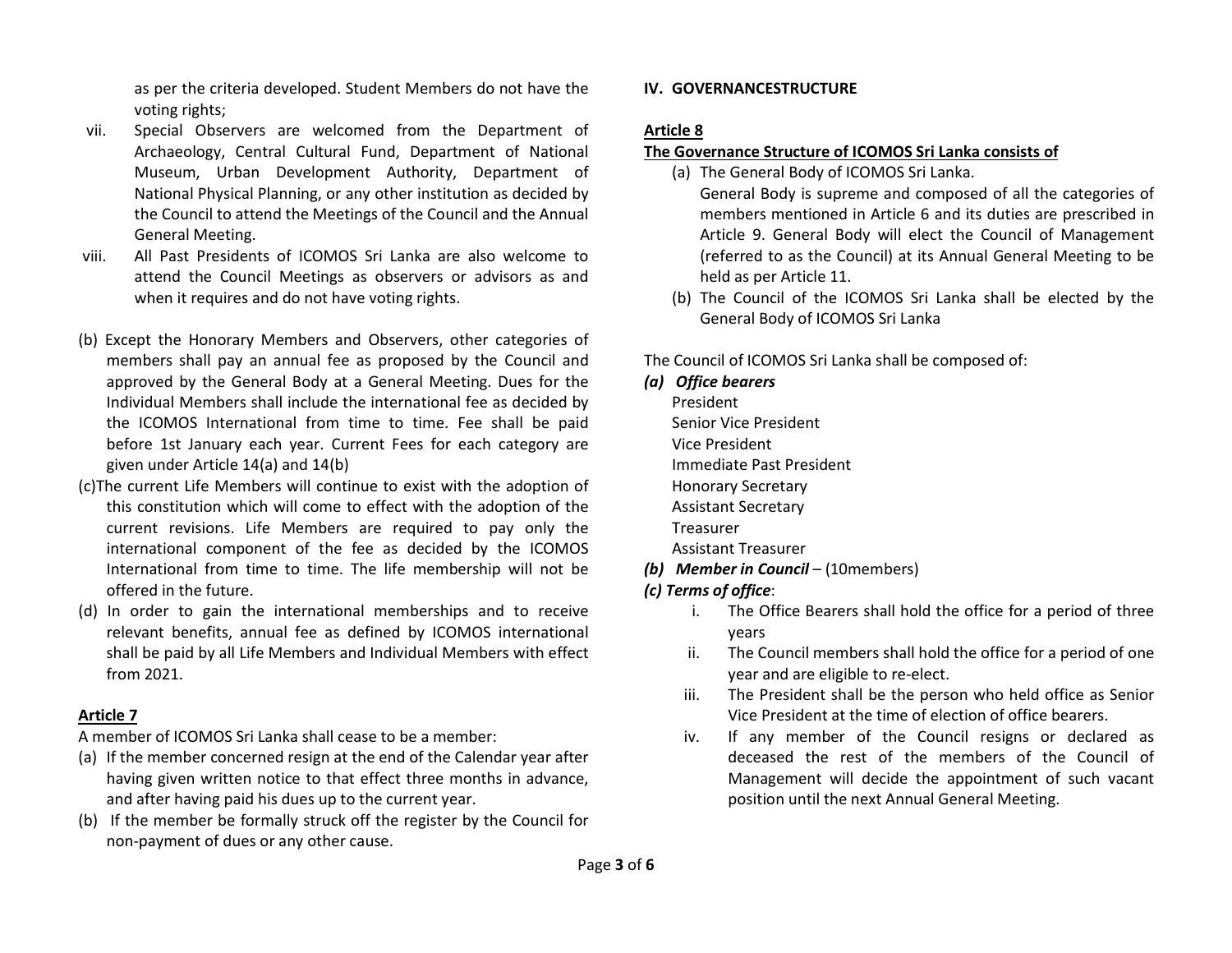as per the criteria developed. Student Members do not have the voting rights;

vii. Special Observers are welcomed from the Department of Archaeology, Central Cultural Fund, Department of National Museum, Urban Development Authority, Department of National Physical Planning, or any other institution as decided by the Council to attend the Meetings of the Council and the Annual General Meeting.

viii. All Past Presidents of ICOMOS Sri Lanka are also welcome to attend the Council Meetings as observers or advisors as and when it requires and do not have voting rights.

(b) Except the Honorary Members and Observers, other categories of members shall pay an annual fee as proposed by the Council and approved by the General Body at a General Meeting. Dues for the Individual Members shall include the international fee as decided by the ICOMOS International from time to time. Fee shall be paid before 1st January each year. Current Fees for each category are given under Article 14(a) and 14(b)

(c)The current Life Members will continue to exist with the adoption of this constitution which will come to effect with the adoption of the current revisions. Life Members are required to pay only the international component of the fee as decided by the ICOMOS International from time to time. The life membership will not be offered in the future.

(d) In order to gain the international memberships and to receive relevant benefits, annual fee as defined by ICOMOS international shall be paid by all Life Members and Individual Members with effect from 2021.

**Article 7**

A member of ICOMOS Sri Lanka shall cease to be a member:

(a) If the member concerned resign at the end of the Calendar year after having given written notice to that effect three months in advance, and after having paid his dues up to the current year.

(b) If the member be formally struck off the register by the Council for non-payment of dues or any other cause.

## IV. GOVERNANCESTRUCTURE

**Article 8**

**The Governance Structure of ICOMOS Sri Lanka consists of**

(a) The General Body of ICOMOS Sri Lanka.
General Body is supreme and composed of all the categories of members mentioned in Article 6 and its duties are prescribed in Article 9. General Body will elect the Council of Management (referred to as the Council) at its Annual General Meeting to be held as per Article 11.

(b) The Council of the ICOMOS Sri Lanka shall be elected by the General Body of ICOMOS Sri Lanka

The Council of ICOMOS Sri Lanka shall be composed of:

***(a) Office bearers***

President
Senior Vice President
Vice President
Immediate Past President
Honorary Secretary
Assistant Secretary
Treasurer
Assistant Treasurer

***(b) Member in Council*** – (10members)

***(c) Terms of office***:

i. The Office Bearers shall hold the office for a period of three years

ii. The Council members shall hold the office for a period of one year and are eligible to re-elect.

iii. The President shall be the person who held office as Senior Vice President at the time of election of office bearers.

iv. If any member of the Council resigns or declared as deceased the rest of the members of the Council of Management will decide the appointment of such vacant position until the next Annual General Meeting.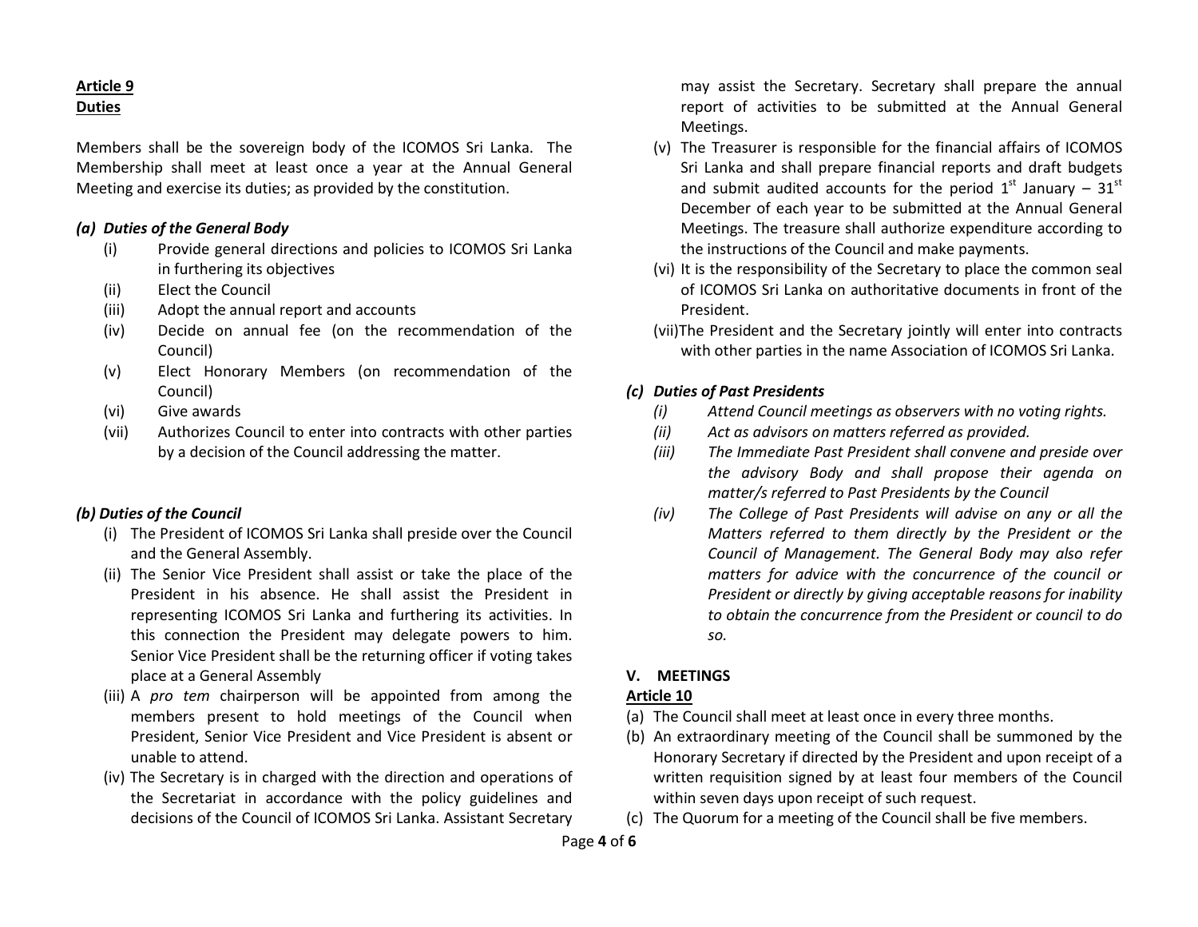**Article 9**
**Duties**

Members shall be the sovereign body of the ICOMOS Sri Lanka. The Membership shall meet at least once a year at the Annual General Meeting and exercise its duties; as provided by the constitution.

***(a) Duties of the General Body***

- (i) Provide general directions and policies to ICOMOS Sri Lanka in furthering its objectives
- (ii) Elect the Council
- (iii) Adopt the annual report and accounts
- (iv) Decide on annual fee (on the recommendation of the Council)
- (v) Elect Honorary Members (on recommendation of the Council)
- (vi) Give awards
- (vii) Authorizes Council to enter into contracts with other parties by a decision of the Council addressing the matter.

***(b) Duties of the Council***

- (i) The President of ICOMOS Sri Lanka shall preside over the Council and the General Assembly.
- (ii) The Senior Vice President shall assist or take the place of the President in his absence. He shall assist the President in representing ICOMOS Sri Lanka and furthering its activities. In this connection the President may delegate powers to him. Senior Vice President shall be the returning officer if voting takes place at a General Assembly
- (iii) A *pro tem* chairperson will be appointed from among the members present to hold meetings of the Council when President, Senior Vice President and Vice President is absent or unable to attend.
- (iv) The Secretary is in charged with the direction and operations of the Secretariat in accordance with the policy guidelines and decisions of the Council of ICOMOS Sri Lanka. Assistant Secretary may assist the Secretary. Secretary shall prepare the annual report of activities to be submitted at the Annual General Meetings.
- (v) The Treasurer is responsible for the financial affairs of ICOMOS Sri Lanka and shall prepare financial reports and draft budgets and submit audited accounts for the period 1st January – 31st December of each year to be submitted at the Annual General Meetings. The treasure shall authorize expenditure according to the instructions of the Council and make payments.
- (vi) It is the responsibility of the Secretary to place the common seal of ICOMOS Sri Lanka on authoritative documents in front of the President.
- (vii) The President and the Secretary jointly will enter into contracts with other parties in the name Association of ICOMOS Sri Lanka.

***(c) Duties of Past Presidents***

- *(i) Attend Council meetings as observers with no voting rights.*
- *(ii) Act as advisors on matters referred as provided.*
- *(iii) The Immediate Past President shall convene and preside over the advisory Body and shall propose their agenda on matter/s referred to Past Presidents by the Council*
- *(iv) The College of Past Presidents will advise on any or all the Matters referred to them directly by the President or the Council of Management. The General Body may also refer matters for advice with the concurrence of the council or President or directly by giving acceptable reasons for inability to obtain the concurrence from the President or council to do so.*

## V. MEETINGS

**Article 10**

- (a) The Council shall meet at least once in every three months.
- (b) An extraordinary meeting of the Council shall be summoned by the Honorary Secretary if directed by the President and upon receipt of a written requisition signed by at least four members of the Council within seven days upon receipt of such request.
- (c) The Quorum for a meeting of the Council shall be five members.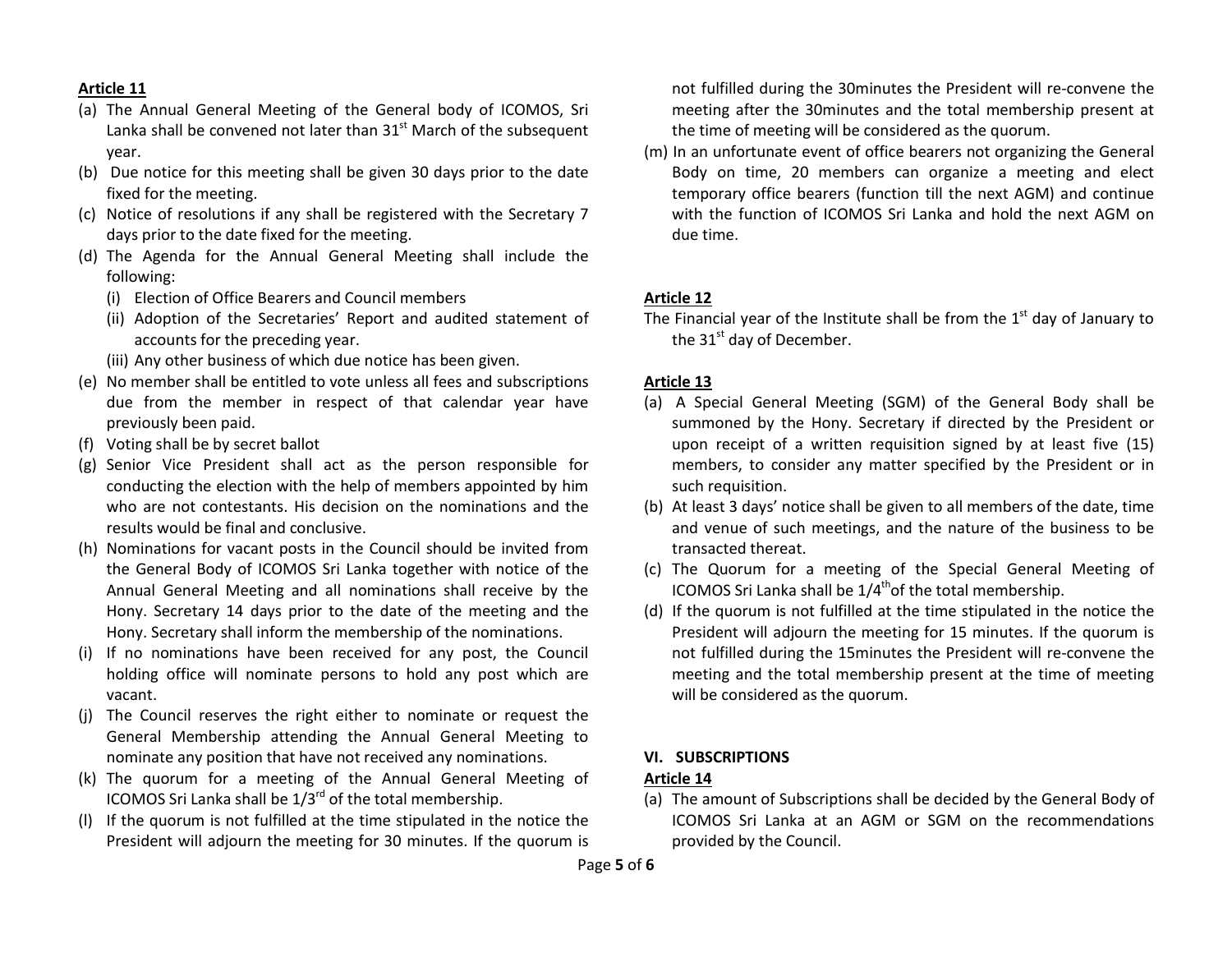**Article 11**

(a) The Annual General Meeting of the General body of ICOMOS, Sri Lanka shall be convened not later than 31st March of the subsequent year.

(b) Due notice for this meeting shall be given 30 days prior to the date fixed for the meeting.

(c) Notice of resolutions if any shall be registered with the Secretary 7 days prior to the date fixed for the meeting.

(d) The Agenda for the Annual General Meeting shall include the following:

  (i) Election of Office Bearers and Council members

  (ii) Adoption of the Secretaries' Report and audited statement of accounts for the preceding year.

  (iii) Any other business of which due notice has been given.

(e) No member shall be entitled to vote unless all fees and subscriptions due from the member in respect of that calendar year have previously been paid.

(f) Voting shall be by secret ballot

(g) Senior Vice President shall act as the person responsible for conducting the election with the help of members appointed by him who are not contestants. His decision on the nominations and the results would be final and conclusive.

(h) Nominations for vacant posts in the Council should be invited from the General Body of ICOMOS Sri Lanka together with notice of the Annual General Meeting and all nominations shall receive by the Hony. Secretary 14 days prior to the date of the meeting and the Hony. Secretary shall inform the membership of the nominations.

(i) If no nominations have been received for any post, the Council holding office will nominate persons to hold any post which are vacant.

(j) The Council reserves the right either to nominate or request the General Membership attending the Annual General Meeting to nominate any position that have not received any nominations.

(k) The quorum for a meeting of the Annual General Meeting of ICOMOS Sri Lanka shall be 1/3rd of the total membership.

(l) If the quorum is not fulfilled at the time stipulated in the notice the President will adjourn the meeting for 30 minutes. If the quorum is not fulfilled during the 30minutes the President will re-convene the meeting after the 30minutes and the total membership present at the time of meeting will be considered as the quorum.

(m) In an unfortunate event of office bearers not organizing the General Body on time, 20 members can organize a meeting and elect temporary office bearers (function till the next AGM) and continue with the function of ICOMOS Sri Lanka and hold the next AGM on due time.

**Article 12**

The Financial year of the Institute shall be from the 1st day of January to the 31st day of December.

**Article 13**

(a) A Special General Meeting (SGM) of the General Body shall be summoned by the Hony. Secretary if directed by the President or upon receipt of a written requisition signed by at least five (15) members, to consider any matter specified by the President or in such requisition.

(b) At least 3 days' notice shall be given to all members of the date, time and venue of such meetings, and the nature of the business to be transacted thereat.

(c) The Quorum for a meeting of the Special General Meeting of ICOMOS Sri Lanka shall be 1/4th of the total membership.

(d) If the quorum is not fulfilled at the time stipulated in the notice the President will adjourn the meeting for 15 minutes. If the quorum is not fulfilled during the 15minutes the President will re-convene the meeting and the total membership present at the time of meeting will be considered as the quorum.

## VI. SUBSCRIPTIONS

**Article 14**

(a) The amount of Subscriptions shall be decided by the General Body of ICOMOS Sri Lanka at an AGM or SGM on the recommendations provided by the Council.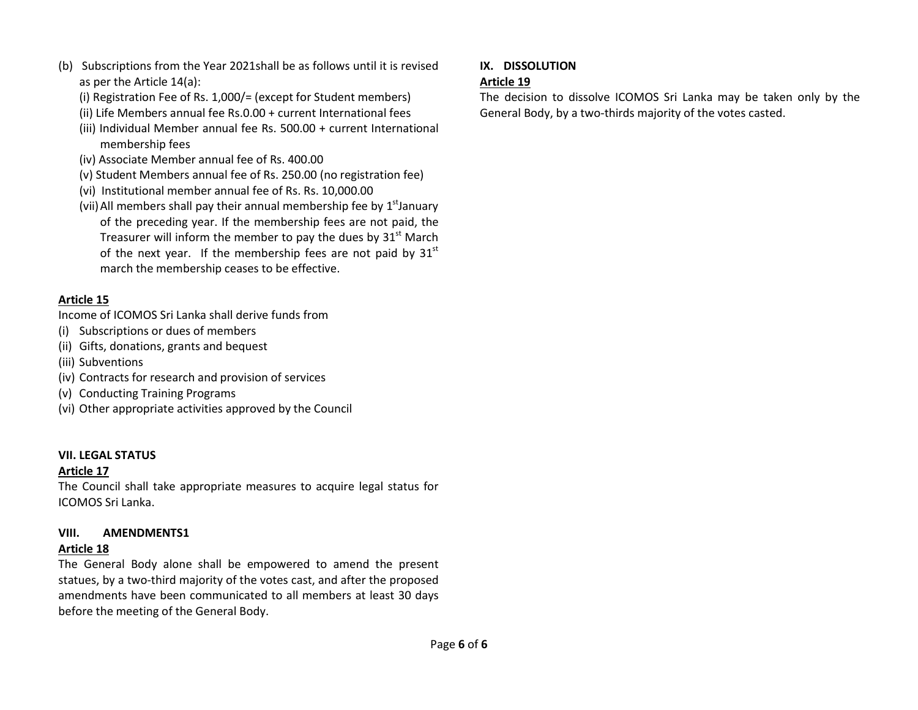(b) Subscriptions from the Year 2021shall be as follows until it is revised as per the Article 14(a):

(i) Registration Fee of Rs. 1,000/= (except for Student members)

(ii) Life Members annual fee Rs.0.00 + current International fees

(iii) Individual Member annual fee Rs. 500.00 + current International membership fees

(iv) Associate Member annual fee of Rs. 400.00

(v) Student Members annual fee of Rs. 250.00 (no registration fee)

(vi) Institutional member annual fee of Rs. Rs. 10,000.00

(vii) All members shall pay their annual membership fee by 1st January of the preceding year. If the membership fees are not paid, the Treasurer will inform the member to pay the dues by 31st March of the next year. If the membership fees are not paid by 31st march the membership ceases to be effective.

**Article 15**

Income of ICOMOS Sri Lanka shall derive funds from

(i) Subscriptions or dues of members

(ii) Gifts, donations, grants and bequest

(iii) Subventions

(iv) Contracts for research and provision of services

(v) Conducting Training Programs

(vi) Other appropriate activities approved by the Council

## VII. LEGAL STATUS

**Article 17**

The Council shall take appropriate measures to acquire legal status for ICOMOS Sri Lanka.

## VIII. AMENDMENTS1

**Article 18**

The General Body alone shall be empowered to amend the present statues, by a two-third majority of the votes cast, and after the proposed amendments have been communicated to all members at least 30 days before the meeting of the General Body.

## IX. DISSOLUTION

**Article 19**

The decision to dissolve ICOMOS Sri Lanka may be taken only by the General Body, by a two-thirds majority of the votes casted.